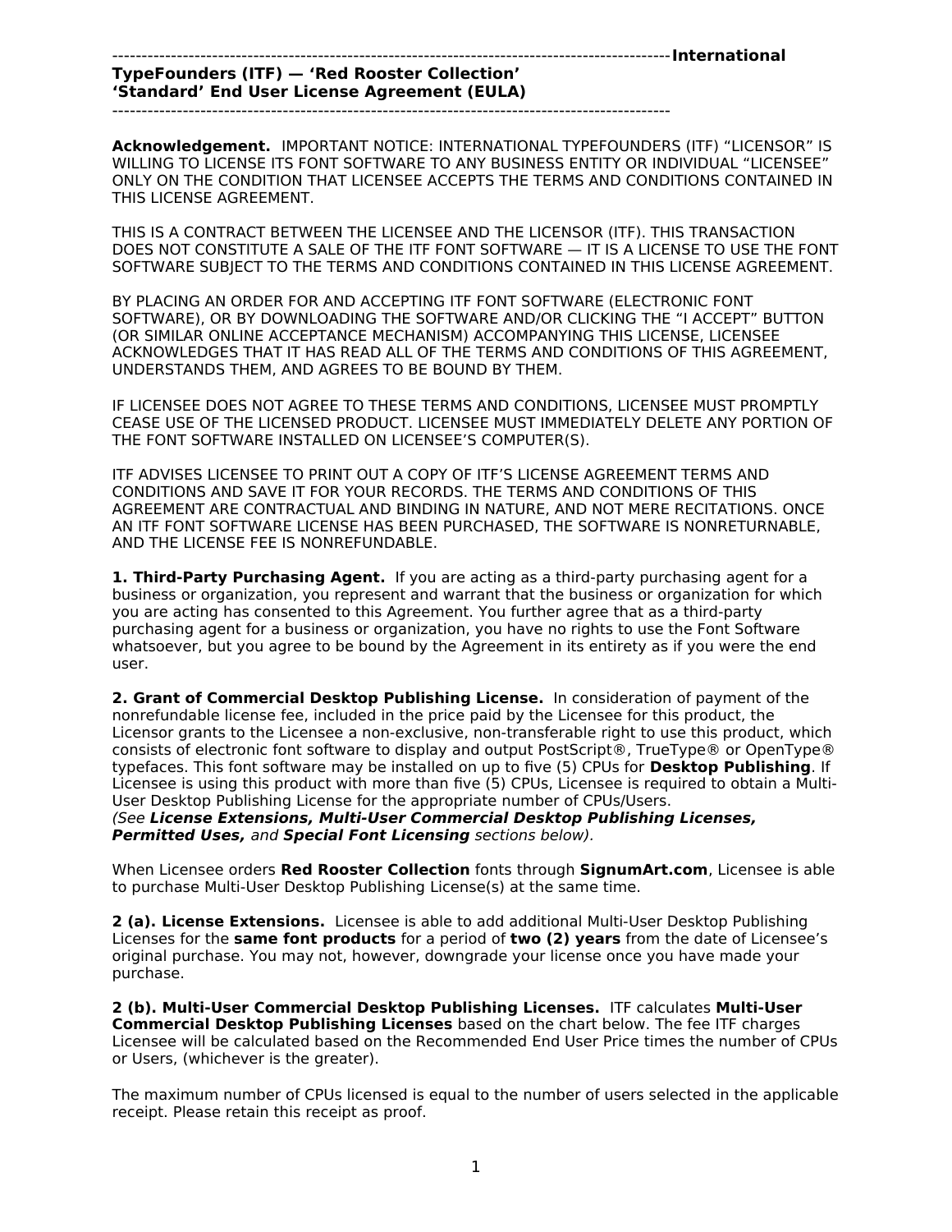---

**International TypeFounders (ITF) — 'Red Rooster Collection' 'Standard' End User License Agreement (EULA)**

---

**Acknowledgement.** IMPORTANT NOTICE: INTERNATIONAL TYPEFOUNDERS (ITF) "LICENSOR" IS WILLING TO LICENSE ITS FONT SOFTWARE TO ANY BUSINESS ENTITY OR INDIVIDUAL "LICENSEE" ONLY ON THE CONDITION THAT LICENSEE ACCEPTS THE TERMS AND CONDITIONS CONTAINED IN THIS LICENSE AGREEMENT.

THIS IS A CONTRACT BETWEEN THE LICENSEE AND THE LICENSOR (ITF). THIS TRANSACTION DOES NOT CONSTITUTE A SALE OF THE ITF FONT SOFTWARE — IT IS A LICENSE TO USE THE FONT SOFTWARE SUBJECT TO THE TERMS AND CONDITIONS CONTAINED IN THIS LICENSE AGREEMENT.

BY PLACING AN ORDER FOR AND ACCEPTING ITF FONT SOFTWARE (ELECTRONIC FONT SOFTWARE), OR BY DOWNLOADING THE SOFTWARE AND/OR CLICKING THE "I ACCEPT" BUTTON (OR SIMILAR ONLINE ACCEPTANCE MECHANISM) ACCOMPANYING THIS LICENSE, LICENSEE ACKNOWLEDGES THAT IT HAS READ ALL OF THE TERMS AND CONDITIONS OF THIS AGREEMENT, UNDERSTANDS THEM, AND AGREES TO BE BOUND BY THEM.

IF LICENSEE DOES NOT AGREE TO THESE TERMS AND CONDITIONS, LICENSEE MUST PROMPTLY CEASE USE OF THE LICENSED PRODUCT. LICENSEE MUST IMMEDIATELY DELETE ANY PORTION OF THE FONT SOFTWARE INSTALLED ON LICENSEE'S COMPUTER(S).

ITF ADVISES LICENSEE TO PRINT OUT A COPY OF ITF'S LICENSE AGREEMENT TERMS AND CONDITIONS AND SAVE IT FOR YOUR RECORDS. THE TERMS AND CONDITIONS OF THIS AGREEMENT ARE CONTRACTUAL AND BINDING IN NATURE, AND NOT MERE RECITATIONS. ONCE AN ITF FONT SOFTWARE LICENSE HAS BEEN PURCHASED, THE SOFTWARE IS NONRETURNABLE, AND THE LICENSE FEE IS NONREFUNDABLE.

**1. Third-Party Purchasing Agent.** If you are acting as a third-party purchasing agent for a business or organization, you represent and warrant that the business or organization for which you are acting has consented to this Agreement. You further agree that as a third-party purchasing agent for a business or organization, you have no rights to use the Font Software whatsoever, but you agree to be bound by the Agreement in its entirety as if you were the end user.

**2. Grant of Commercial Desktop Publishing License.** In consideration of payment of the nonrefundable license fee, included in the price paid by the Licensee for this product, the Licensor grants to the Licensee a non-exclusive, non-transferable right to use this product, which consists of electronic font software to display and output PostScript®, TrueType® or OpenType® typefaces. This font software may be installed on up to five (5) CPUs for **Desktop Publishing**. If Licensee is using this product with more than five (5) CPUs, Licensee is required to obtain a Multi-User Desktop Publishing License for the appropriate number of CPUs/Users.
*(See **License Extensions, Multi-User Commercial Desktop Publishing Licenses, Permitted Uses,** and **Special Font Licensing** sections below).*

When Licensee orders **Red Rooster Collection** fonts through **SignumArt.com**, Licensee is able to purchase Multi-User Desktop Publishing License(s) at the same time.

**2 (a). License Extensions.** Licensee is able to add additional Multi-User Desktop Publishing Licenses for the **same font products** for a period of **two (2) years** from the date of Licensee's original purchase. You may not, however, downgrade your license once you have made your purchase.

**2 (b). Multi-User Commercial Desktop Publishing Licenses.** ITF calculates **Multi-User Commercial Desktop Publishing Licenses** based on the chart below. The fee ITF charges Licensee will be calculated based on the Recommended End User Price times the number of CPUs or Users, (whichever is the greater).

The maximum number of CPUs licensed is equal to the number of users selected in the applicable receipt. Please retain this receipt as proof.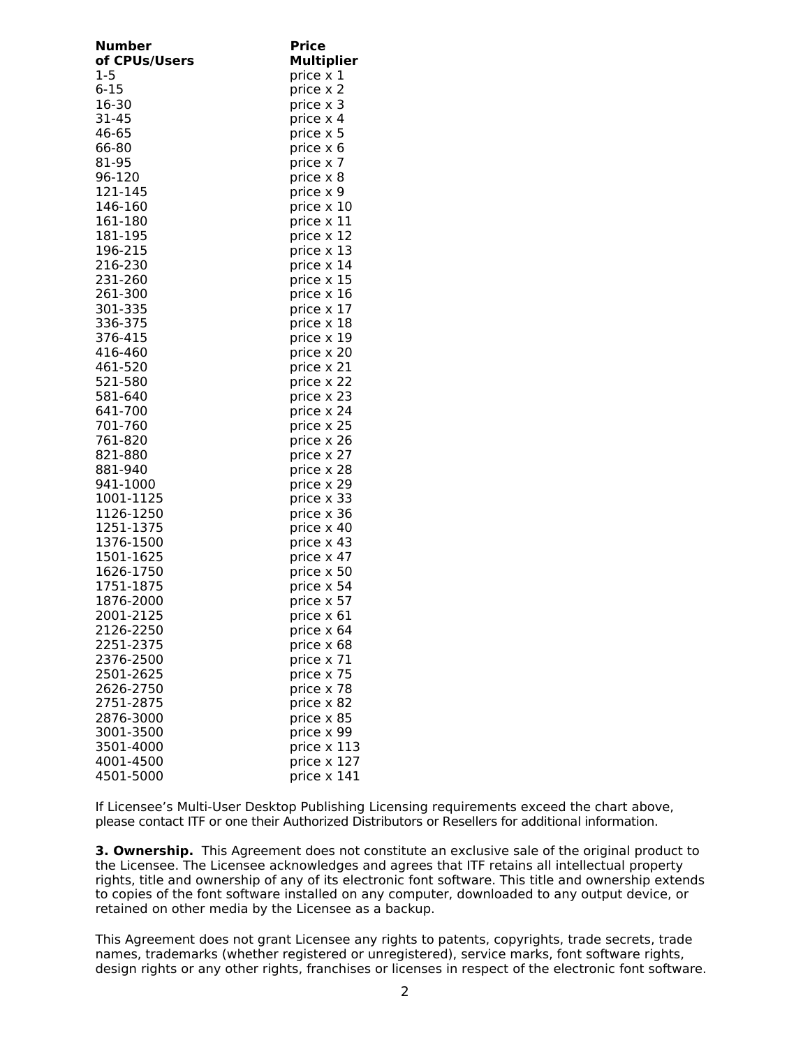| Number of CPUs/Users | Price Multiplier |
|---|---|
| 1-5 | price x 1 |
| 6-15 | price x 2 |
| 16-30 | price x 3 |
| 31-45 | price x 4 |
| 46-65 | price x 5 |
| 66-80 | price x 6 |
| 81-95 | price x 7 |
| 96-120 | price x 8 |
| 121-145 | price x 9 |
| 146-160 | price x 10 |
| 161-180 | price x 11 |
| 181-195 | price x 12 |
| 196-215 | price x 13 |
| 216-230 | price x 14 |
| 231-260 | price x 15 |
| 261-300 | price x 16 |
| 301-335 | price x 17 |
| 336-375 | price x 18 |
| 376-415 | price x 19 |
| 416-460 | price x 20 |
| 461-520 | price x 21 |
| 521-580 | price x 22 |
| 581-640 | price x 23 |
| 641-700 | price x 24 |
| 701-760 | price x 25 |
| 761-820 | price x 26 |
| 821-880 | price x 27 |
| 881-940 | price x 28 |
| 941-1000 | price x 29 |
| 1001-1125 | price x 33 |
| 1126-1250 | price x 36 |
| 1251-1375 | price x 40 |
| 1376-1500 | price x 43 |
| 1501-1625 | price x 47 |
| 1626-1750 | price x 50 |
| 1751-1875 | price x 54 |
| 1876-2000 | price x 57 |
| 2001-2125 | price x 61 |
| 2126-2250 | price x 64 |
| 2251-2375 | price x 68 |
| 2376-2500 | price x 71 |
| 2501-2625 | price x 75 |
| 2626-2750 | price x 78 |
| 2751-2875 | price x 82 |
| 2876-3000 | price x 85 |
| 3001-3500 | price x 99 |
| 3501-4000 | price x 113 |
| 4001-4500 | price x 127 |
| 4501-5000 | price x 141 |

If Licensee's Multi-User Desktop Publishing Licensing requirements exceed the chart above, please contact ITF or one their Authorized Distributors or Resellers for additional information.

**3. Ownership.** This Agreement does not constitute an exclusive sale of the original product to the Licensee. The Licensee acknowledges and agrees that ITF retains all intellectual property rights, title and ownership of any of its electronic font software. This title and ownership extends to copies of the font software installed on any computer, downloaded to any output device, or retained on other media by the Licensee as a backup.

This Agreement does not grant Licensee any rights to patents, copyrights, trade secrets, trade names, trademarks (whether registered or unregistered), service marks, font software rights, design rights or any other rights, franchises or licenses in respect of the electronic font software.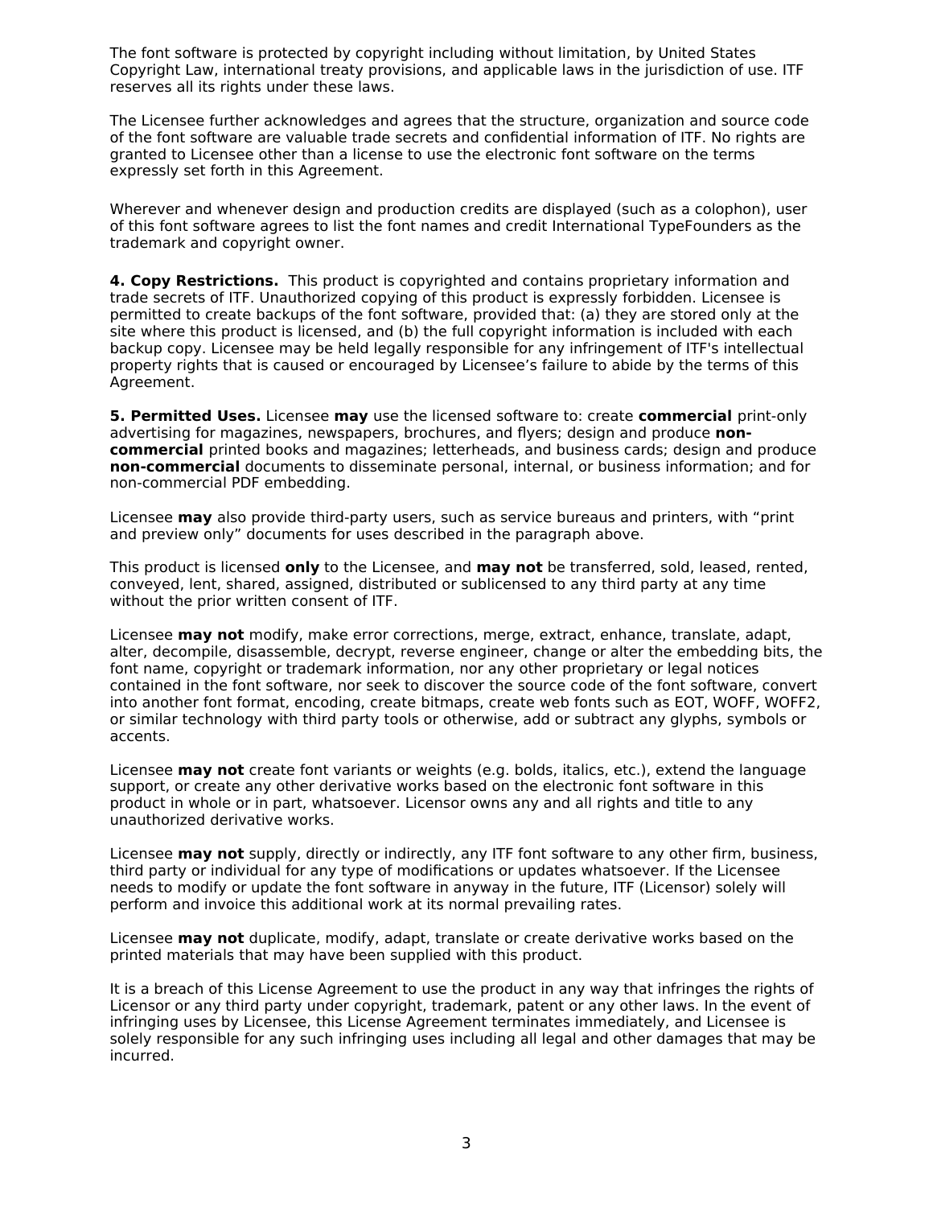The font software is protected by copyright including without limitation, by United States Copyright Law, international treaty provisions, and applicable laws in the jurisdiction of use. ITF reserves all its rights under these laws.

The Licensee further acknowledges and agrees that the structure, organization and source code of the font software are valuable trade secrets and confidential information of ITF. No rights are granted to Licensee other than a license to use the electronic font software on the terms expressly set forth in this Agreement.

Wherever and whenever design and production credits are displayed (such as a colophon), user of this font software agrees to list the font names and credit International TypeFounders as the trademark and copyright owner.

**4. Copy Restrictions.** This product is copyrighted and contains proprietary information and trade secrets of ITF. Unauthorized copying of this product is expressly forbidden. Licensee is permitted to create backups of the font software, provided that: (a) they are stored only at the site where this product is licensed, and (b) the full copyright information is included with each backup copy. Licensee may be held legally responsible for any infringement of ITF's intellectual property rights that is caused or encouraged by Licensee's failure to abide by the terms of this Agreement.

**5. Permitted Uses.** Licensee **may** use the licensed software to: create **commercial** print-only advertising for magazines, newspapers, brochures, and flyers; design and produce **non-commercial** printed books and magazines; letterheads, and business cards; design and produce **non-commercial** documents to disseminate personal, internal, or business information; and for non-commercial PDF embedding.

Licensee **may** also provide third-party users, such as service bureaus and printers, with "print and preview only" documents for uses described in the paragraph above.

This product is licensed **only** to the Licensee, and **may not** be transferred, sold, leased, rented, conveyed, lent, shared, assigned, distributed or sublicensed to any third party at any time without the prior written consent of ITF.

Licensee **may not** modify, make error corrections, merge, extract, enhance, translate, adapt, alter, decompile, disassemble, decrypt, reverse engineer, change or alter the embedding bits, the font name, copyright or trademark information, nor any other proprietary or legal notices contained in the font software, nor seek to discover the source code of the font software, convert into another font format, encoding, create bitmaps, create web fonts such as EOT, WOFF, WOFF2, or similar technology with third party tools or otherwise, add or subtract any glyphs, symbols or accents.

Licensee **may not** create font variants or weights (e.g. bolds, italics, etc.), extend the language support, or create any other derivative works based on the electronic font software in this product in whole or in part, whatsoever. Licensor owns any and all rights and title to any unauthorized derivative works.

Licensee **may not** supply, directly or indirectly, any ITF font software to any other firm, business, third party or individual for any type of modifications or updates whatsoever. If the Licensee needs to modify or update the font software in anyway in the future, ITF (Licensor) solely will perform and invoice this additional work at its normal prevailing rates.

Licensee **may not** duplicate, modify, adapt, translate or create derivative works based on the printed materials that may have been supplied with this product.

It is a breach of this License Agreement to use the product in any way that infringes the rights of Licensor or any third party under copyright, trademark, patent or any other laws. In the event of infringing uses by Licensee, this License Agreement terminates immediately, and Licensee is solely responsible for any such infringing uses including all legal and other damages that may be incurred.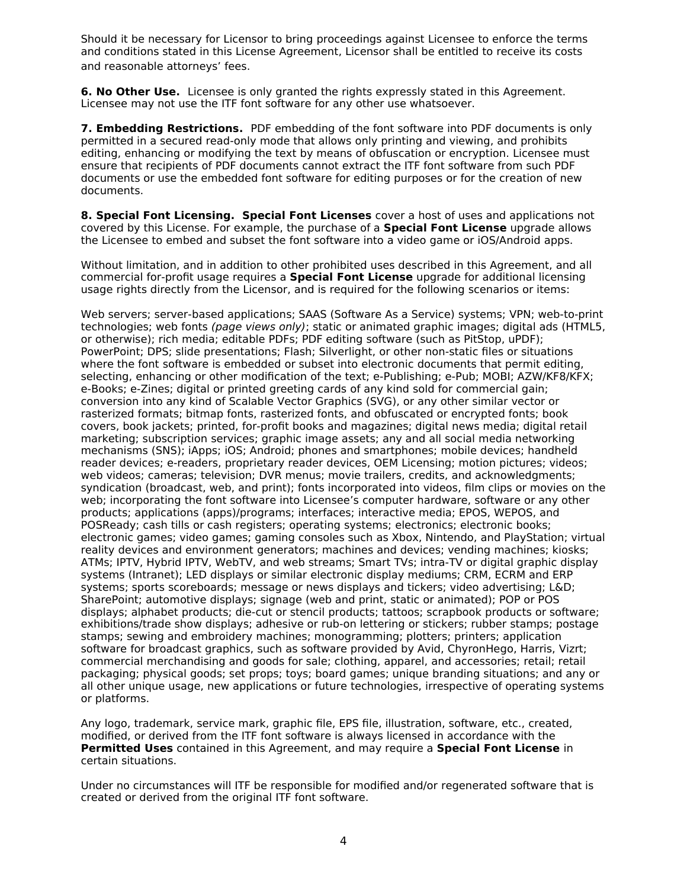Should it be necessary for Licensor to bring proceedings against Licensee to enforce the terms and conditions stated in this License Agreement, Licensor shall be entitled to receive its costs and reasonable attorneys' fees.

**6. No Other Use.** Licensee is only granted the rights expressly stated in this Agreement. Licensee may not use the ITF font software for any other use whatsoever.

**7. Embedding Restrictions.** PDF embedding of the font software into PDF documents is only permitted in a secured read-only mode that allows only printing and viewing, and prohibits editing, enhancing or modifying the text by means of obfuscation or encryption. Licensee must ensure that recipients of PDF documents cannot extract the ITF font software from such PDF documents or use the embedded font software for editing purposes or for the creation of new documents.

**8. Special Font Licensing.** **Special Font Licenses** cover a host of uses and applications not covered by this License. For example, the purchase of a **Special Font License** upgrade allows the Licensee to embed and subset the font software into a video game or iOS/Android apps.

Without limitation, and in addition to other prohibited uses described in this Agreement, and all commercial for-profit usage requires a **Special Font License** upgrade for additional licensing usage rights directly from the Licensor, and is required for the following scenarios or items:

Web servers; server-based applications; SAAS (Software As a Service) systems; VPN; web-to-print technologies; web fonts *(page views only)*; static or animated graphic images; digital ads (HTML5, or otherwise); rich media; editable PDFs; PDF editing software (such as PitStop, uPDF); PowerPoint; DPS; slide presentations; Flash; Silverlight, or other non-static files or situations where the font software is embedded or subset into electronic documents that permit editing, selecting, enhancing or other modification of the text; e-Publishing; e-Pub; MOBI; AZW/KF8/KFX; e-Books; e-Zines; digital or printed greeting cards of any kind sold for commercial gain; conversion into any kind of Scalable Vector Graphics (SVG), or any other similar vector or rasterized formats; bitmap fonts, rasterized fonts, and obfuscated or encrypted fonts; book covers, book jackets; printed, for-profit books and magazines; digital news media; digital retail marketing; subscription services; graphic image assets; any and all social media networking mechanisms (SNS); iApps; iOS; Android; phones and smartphones; mobile devices; handheld reader devices; e-readers, proprietary reader devices, OEM Licensing; motion pictures; videos; web videos; cameras; television; DVR menus; movie trailers, credits, and acknowledgments; syndication (broadcast, web, and print); fonts incorporated into videos, film clips or movies on the web; incorporating the font software into Licensee's computer hardware, software or any other products; applications (apps)/programs; interfaces; interactive media; EPOS, WEPOS, and POSReady; cash tills or cash registers; operating systems; electronics; electronic books; electronic games; video games; gaming consoles such as Xbox, Nintendo, and PlayStation; virtual reality devices and environment generators; machines and devices; vending machines; kiosks; ATMs; IPTV, Hybrid IPTV, WebTV, and web streams; Smart TVs; intra-TV or digital graphic display systems (Intranet); LED displays or similar electronic display mediums; CRM, ECRM and ERP systems; sports scoreboards; message or news displays and tickers; video advertising; L&D; SharePoint; automotive displays; signage (web and print, static or animated); POP or POS displays; alphabet products; die-cut or stencil products; tattoos; scrapbook products or software; exhibitions/trade show displays; adhesive or rub-on lettering or stickers; rubber stamps; postage stamps; sewing and embroidery machines; monogramming; plotters; printers; application software for broadcast graphics, such as software provided by Avid, ChyronHego, Harris, Vizrt; commercial merchandising and goods for sale; clothing, apparel, and accessories; retail; retail packaging; physical goods; set props; toys; board games; unique branding situations; and any or all other unique usage, new applications or future technologies, irrespective of operating systems or platforms.

Any logo, trademark, service mark, graphic file, EPS file, illustration, software, etc., created, modified, or derived from the ITF font software is always licensed in accordance with the **Permitted Uses** contained in this Agreement, and may require a **Special Font License** in certain situations.

Under no circumstances will ITF be responsible for modified and/or regenerated software that is created or derived from the original ITF font software.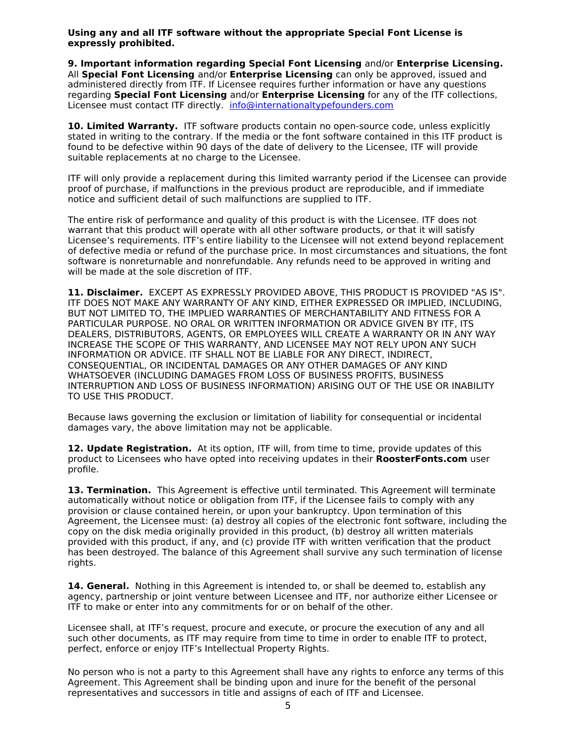**Using any and all ITF software without the appropriate Special Font License is expressly prohibited.**

**9. Important information regarding Special Font Licensing** and/or **Enterprise Licensing.** All **Special Font Licensing** and/or **Enterprise Licensing** can only be approved, issued and administered directly from ITF. If Licensee requires further information or have any questions regarding **Special Font Licensing** and/or **Enterprise Licensing** for any of the ITF collections, Licensee must contact ITF directly. info@internationaltypefounders.com

**10. Limited Warranty.** ITF software products contain no open-source code, unless explicitly stated in writing to the contrary. If the media or the font software contained in this ITF product is found to be defective within 90 days of the date of delivery to the Licensee, ITF will provide suitable replacements at no charge to the Licensee.

ITF will only provide a replacement during this limited warranty period if the Licensee can provide proof of purchase, if malfunctions in the previous product are reproducible, and if immediate notice and sufficient detail of such malfunctions are supplied to ITF.

The entire risk of performance and quality of this product is with the Licensee. ITF does not warrant that this product will operate with all other software products, or that it will satisfy Licensee's requirements. ITF's entire liability to the Licensee will not extend beyond replacement of defective media or refund of the purchase price. In most circumstances and situations, the font software is nonreturnable and nonrefundable. Any refunds need to be approved in writing and will be made at the sole discretion of ITF.

**11. Disclaimer.** EXCEPT AS EXPRESSLY PROVIDED ABOVE, THIS PRODUCT IS PROVIDED "AS IS". ITF DOES NOT MAKE ANY WARRANTY OF ANY KIND, EITHER EXPRESSED OR IMPLIED, INCLUDING, BUT NOT LIMITED TO, THE IMPLIED WARRANTIES OF MERCHANTABILITY AND FITNESS FOR A PARTICULAR PURPOSE. NO ORAL OR WRITTEN INFORMATION OR ADVICE GIVEN BY ITF, ITS DEALERS, DISTRIBUTORS, AGENTS, OR EMPLOYEES WILL CREATE A WARRANTY OR IN ANY WAY INCREASE THE SCOPE OF THIS WARRANTY, AND LICENSEE MAY NOT RELY UPON ANY SUCH INFORMATION OR ADVICE. ITF SHALL NOT BE LIABLE FOR ANY DIRECT, INDIRECT, CONSEQUENTIAL, OR INCIDENTAL DAMAGES OR ANY OTHER DAMAGES OF ANY KIND WHATSOEVER (INCLUDING DAMAGES FROM LOSS OF BUSINESS PROFITS, BUSINESS INTERRUPTION AND LOSS OF BUSINESS INFORMATION) ARISING OUT OF THE USE OR INABILITY TO USE THIS PRODUCT.

Because laws governing the exclusion or limitation of liability for consequential or incidental damages vary, the above limitation may not be applicable.

**12. Update Registration.** At its option, ITF will, from time to time, provide updates of this product to Licensees who have opted into receiving updates in their **RoosterFonts.com** user profile.

**13. Termination.** This Agreement is effective until terminated. This Agreement will terminate automatically without notice or obligation from ITF, if the Licensee fails to comply with any provision or clause contained herein, or upon your bankruptcy. Upon termination of this Agreement, the Licensee must: (a) destroy all copies of the electronic font software, including the copy on the disk media originally provided in this product, (b) destroy all written materials provided with this product, if any, and (c) provide ITF with written verification that the product has been destroyed. The balance of this Agreement shall survive any such termination of license rights.

**14. General.** Nothing in this Agreement is intended to, or shall be deemed to, establish any agency, partnership or joint venture between Licensee and ITF, nor authorize either Licensee or ITF to make or enter into any commitments for or on behalf of the other.

Licensee shall, at ITF's request, procure and execute, or procure the execution of any and all such other documents, as ITF may require from time to time in order to enable ITF to protect, perfect, enforce or enjoy ITF's Intellectual Property Rights.

No person who is not a party to this Agreement shall have any rights to enforce any terms of this Agreement. This Agreement shall be binding upon and inure for the benefit of the personal representatives and successors in title and assigns of each of ITF and Licensee.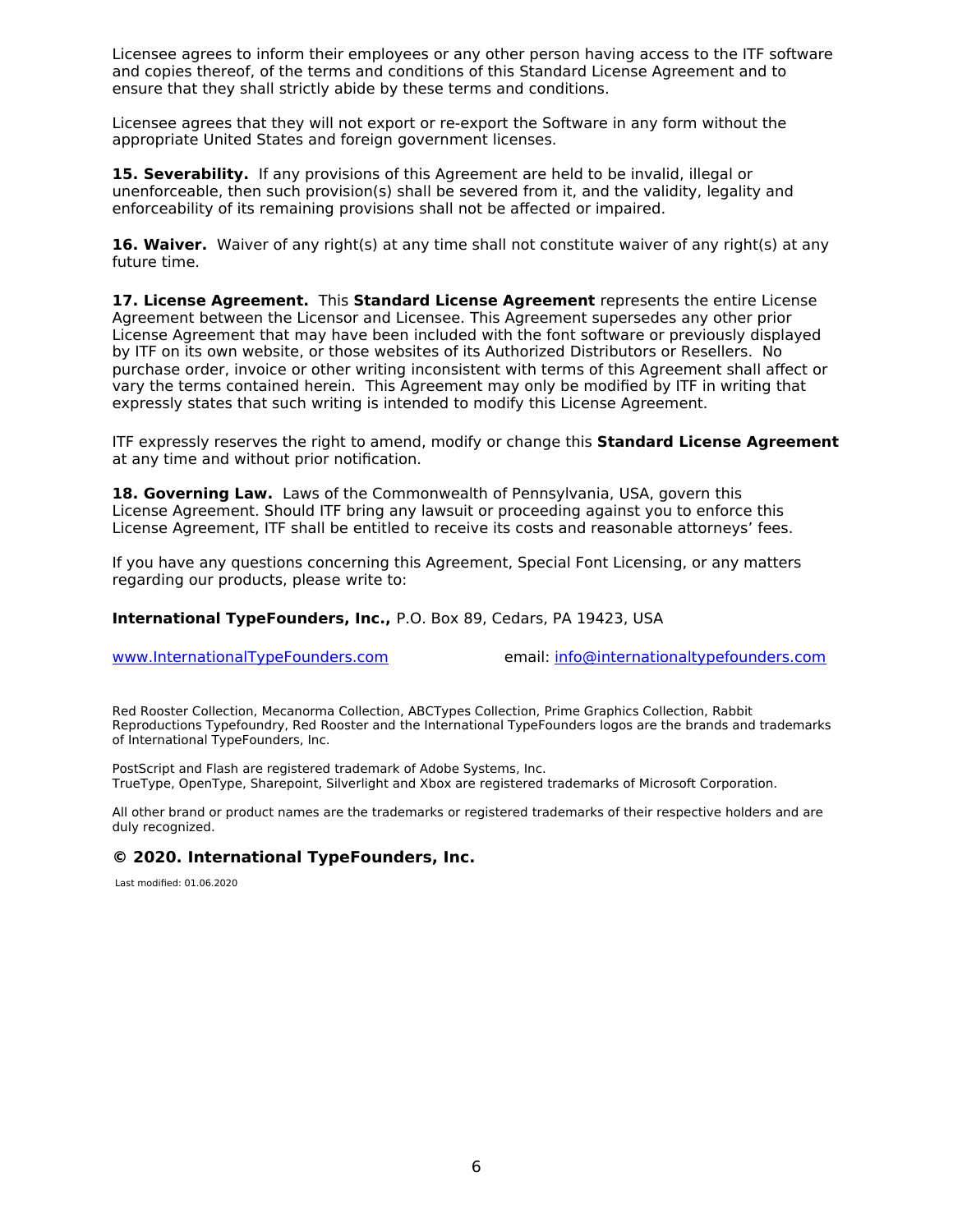Licensee agrees to inform their employees or any other person having access to the ITF software and copies thereof, of the terms and conditions of this Standard License Agreement and to ensure that they shall strictly abide by these terms and conditions.

Licensee agrees that they will not export or re-export the Software in any form without the appropriate United States and foreign government licenses.

**15. Severability.** If any provisions of this Agreement are held to be invalid, illegal or unenforceable, then such provision(s) shall be severed from it, and the validity, legality and enforceability of its remaining provisions shall not be affected or impaired.

**16. Waiver.** Waiver of any right(s) at any time shall not constitute waiver of any right(s) at any future time.

**17. License Agreement.** This **Standard License Agreement** represents the entire License Agreement between the Licensor and Licensee. This Agreement supersedes any other prior License Agreement that may have been included with the font software or previously displayed by ITF on its own website, or those websites of its Authorized Distributors or Resellers. No purchase order, invoice or other writing inconsistent with terms of this Agreement shall affect or vary the terms contained herein. This Agreement may only be modified by ITF in writing that expressly states that such writing is intended to modify this License Agreement.

ITF expressly reserves the right to amend, modify or change this **Standard License Agreement** at any time and without prior notification.

**18. Governing Law.** Laws of the Commonwealth of Pennsylvania, USA, govern this License Agreement. Should ITF bring any lawsuit or proceeding against you to enforce this License Agreement, ITF shall be entitled to receive its costs and reasonable attorneys' fees.

If you have any questions concerning this Agreement, Special Font Licensing, or any matters regarding our products, please write to:

**International TypeFounders, Inc.,** P.O. Box 89, Cedars, PA 19423, USA

www.InternationalTypeFounders.com email: info@internationaltypefounders.com

Red Rooster Collection, Mecanorma Collection, ABCTypes Collection, Prime Graphics Collection, Rabbit Reproductions Typefoundry, Red Rooster and the International TypeFounders logos are the brands and trademarks of International TypeFounders, Inc.

PostScript and Flash are registered trademark of Adobe Systems, Inc.
TrueType, OpenType, Sharepoint, Silverlight and Xbox are registered trademarks of Microsoft Corporation.

All other brand or product names are the trademarks or registered trademarks of their respective holders and are duly recognized.

**© 2020. International TypeFounders, Inc.**

Last modified: 01.06.2020